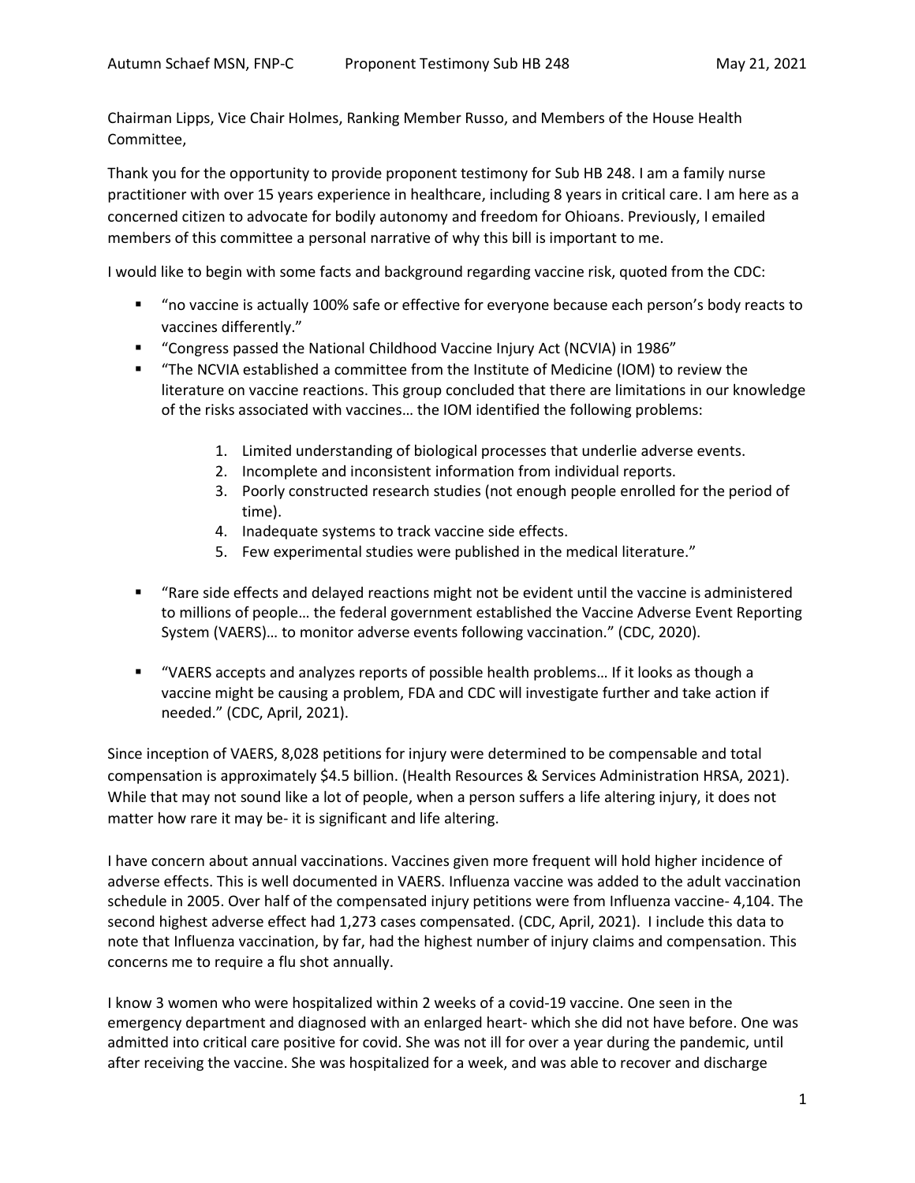Chairman Lipps, Vice Chair Holmes, Ranking Member Russo, and Members of the House Health Committee,

Thank you for the opportunity to provide proponent testimony for Sub HB 248. I am a family nurse practitioner with over 15 years experience in healthcare, including 8 years in critical care. I am here as a concerned citizen to advocate for bodily autonomy and freedom for Ohioans. Previously, I emailed members of this committee a personal narrative of why this bill is important to me.

I would like to begin with some facts and background regarding vaccine risk, quoted from the CDC:

- "no vaccine is actually 100% safe or effective for everyone because each person's body reacts to vaccines differently."
- "Congress passed the National Childhood Vaccine Injury Act (NCVIA) in 1986"
- "The NCVIA established a committee from the Institute of Medicine (IOM) to review the literature on vaccine reactions. This group concluded that there are limitations in our knowledge of the risks associated with vaccines… the IOM identified the following problems:
    1. Limited understanding of biological processes that underlie adverse events.
    2. Incomplete and inconsistent information from individual reports.
    3. Poorly constructed research studies (not enough people enrolled for the period of time).
    4. Inadequate systems to track vaccine side effects.
    5. Few experimental studies were published in the medical literature."
- "Rare side effects and delayed reactions might not be evident until the vaccine is administered to millions of people… the federal government established the Vaccine Adverse Event Reporting System (VAERS)… to monitor adverse events following vaccination." (CDC, 2020).
- "VAERS accepts and analyzes reports of possible health problems… If it looks as though a vaccine might be causing a problem, FDA and CDC will investigate further and take action if needed." (CDC, April, 2021).

Since inception of VAERS, 8,028 petitions for injury were determined to be compensable and total compensation is approximately \$4.5 billion. (Health Resources & Services Administration HRSA, 2021). While that may not sound like a lot of people, when a person suffers a life altering injury, it does not matter how rare it may be- it is significant and life altering.

I have concern about annual vaccinations. Vaccines given more frequent will hold higher incidence of adverse effects. This is well documented in VAERS. Influenza vaccine was added to the adult vaccination schedule in 2005. Over half of the compensated injury petitions were from Influenza vaccine- 4,104. The second highest adverse effect had 1,273 cases compensated. (CDC, April, 2021). I include this data to note that Influenza vaccination, by far, had the highest number of injury claims and compensation. This concerns me to require a flu shot annually.

I know 3 women who were hospitalized within 2 weeks of a covid-19 vaccine. One seen in the emergency department and diagnosed with an enlarged heart- which she did not have before. One was admitted into critical care positive for covid. She was not ill for over a year during the pandemic, until after receiving the vaccine. She was hospitalized for a week, and was able to recover and discharge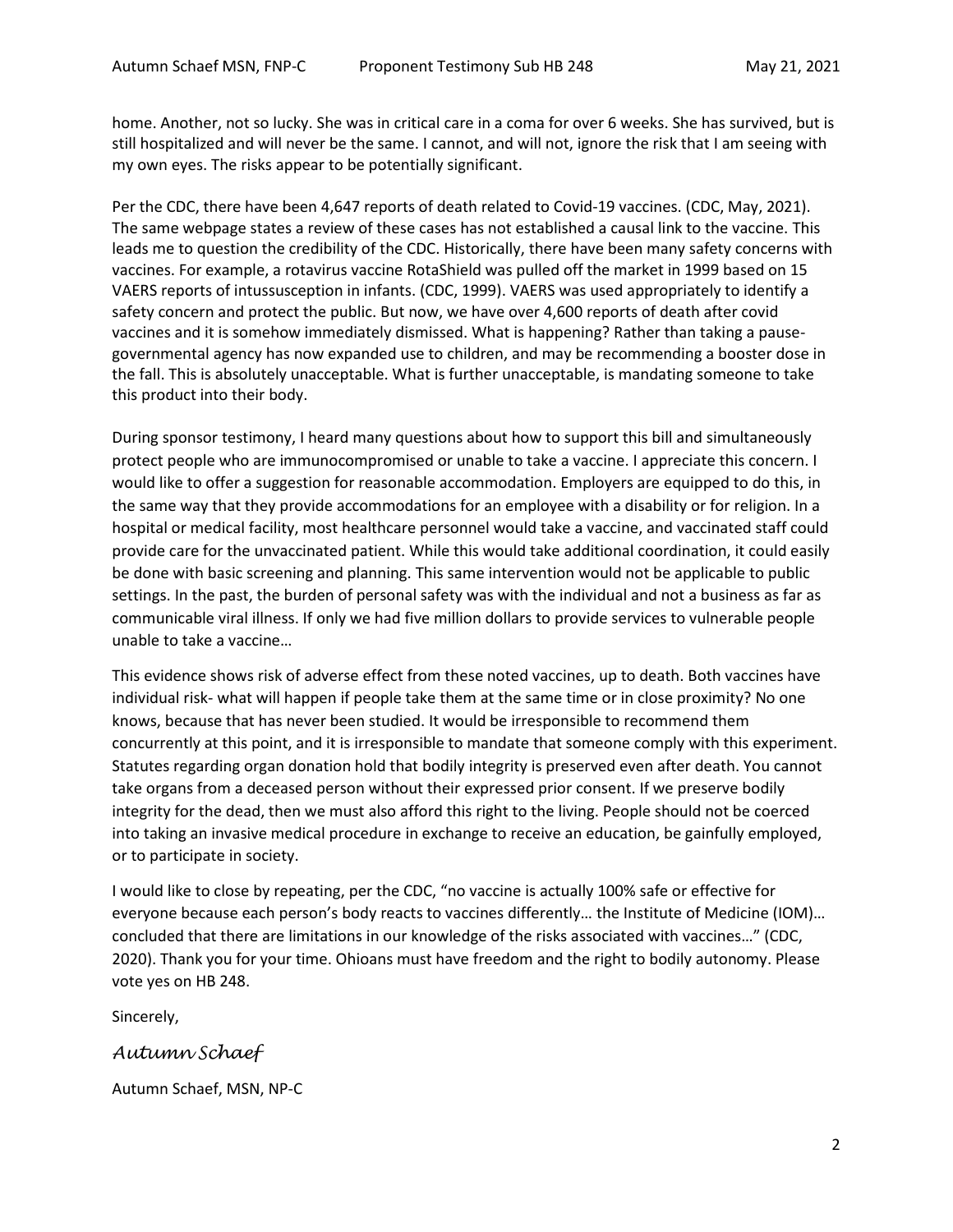home. Another, not so lucky. She was in critical care in a coma for over 6 weeks. She has survived, but is still hospitalized and will never be the same. I cannot, and will not, ignore the risk that I am seeing with my own eyes. The risks appear to be potentially significant.

Per the CDC, there have been 4,647 reports of death related to Covid-19 vaccines. (CDC, May, 2021). The same webpage states a review of these cases has not established a causal link to the vaccine. This leads me to question the credibility of the CDC. Historically, there have been many safety concerns with vaccines. For example, a rotavirus vaccine RotaShield was pulled off the market in 1999 based on 15 VAERS reports of intussusception in infants. (CDC, 1999). VAERS was used appropriately to identify a safety concern and protect the public. But now, we have over 4,600 reports of death after covid vaccines and it is somehow immediately dismissed. What is happening? Rather than taking a pause- governmental agency has now expanded use to children, and may be recommending a booster dose in the fall. This is absolutely unacceptable. What is further unacceptable, is mandating someone to take this product into their body.

During sponsor testimony, I heard many questions about how to support this bill and simultaneously protect people who are immunocompromised or unable to take a vaccine. I appreciate this concern. I would like to offer a suggestion for reasonable accommodation. Employers are equipped to do this, in the same way that they provide accommodations for an employee with a disability or for religion. In a hospital or medical facility, most healthcare personnel would take a vaccine, and vaccinated staff could provide care for the unvaccinated patient. While this would take additional coordination, it could easily be done with basic screening and planning. This same intervention would not be applicable to public settings. In the past, the burden of personal safety was with the individual and not a business as far as communicable viral illness. If only we had five million dollars to provide services to vulnerable people unable to take a vaccine…

This evidence shows risk of adverse effect from these noted vaccines, up to death. Both vaccines have individual risk- what will happen if people take them at the same time or in close proximity? No one knows, because that has never been studied. It would be irresponsible to recommend them concurrently at this point, and it is irresponsible to mandate that someone comply with this experiment. Statutes regarding organ donation hold that bodily integrity is preserved even after death. You cannot take organs from a deceased person without their expressed prior consent. If we preserve bodily integrity for the dead, then we must also afford this right to the living. People should not be coerced into taking an invasive medical procedure in exchange to receive an education, be gainfully employed, or to participate in society.

I would like to close by repeating, per the CDC, "no vaccine is actually 100% safe or effective for everyone because each person's body reacts to vaccines differently… the Institute of Medicine (IOM)… concluded that there are limitations in our knowledge of the risks associated with vaccines…" (CDC, 2020). Thank you for your time. Ohioans must have freedom and the right to bodily autonomy. Please vote yes on HB 248.

Sincerely,

*Autumn Schaef*

Autumn Schaef, MSN, NP-C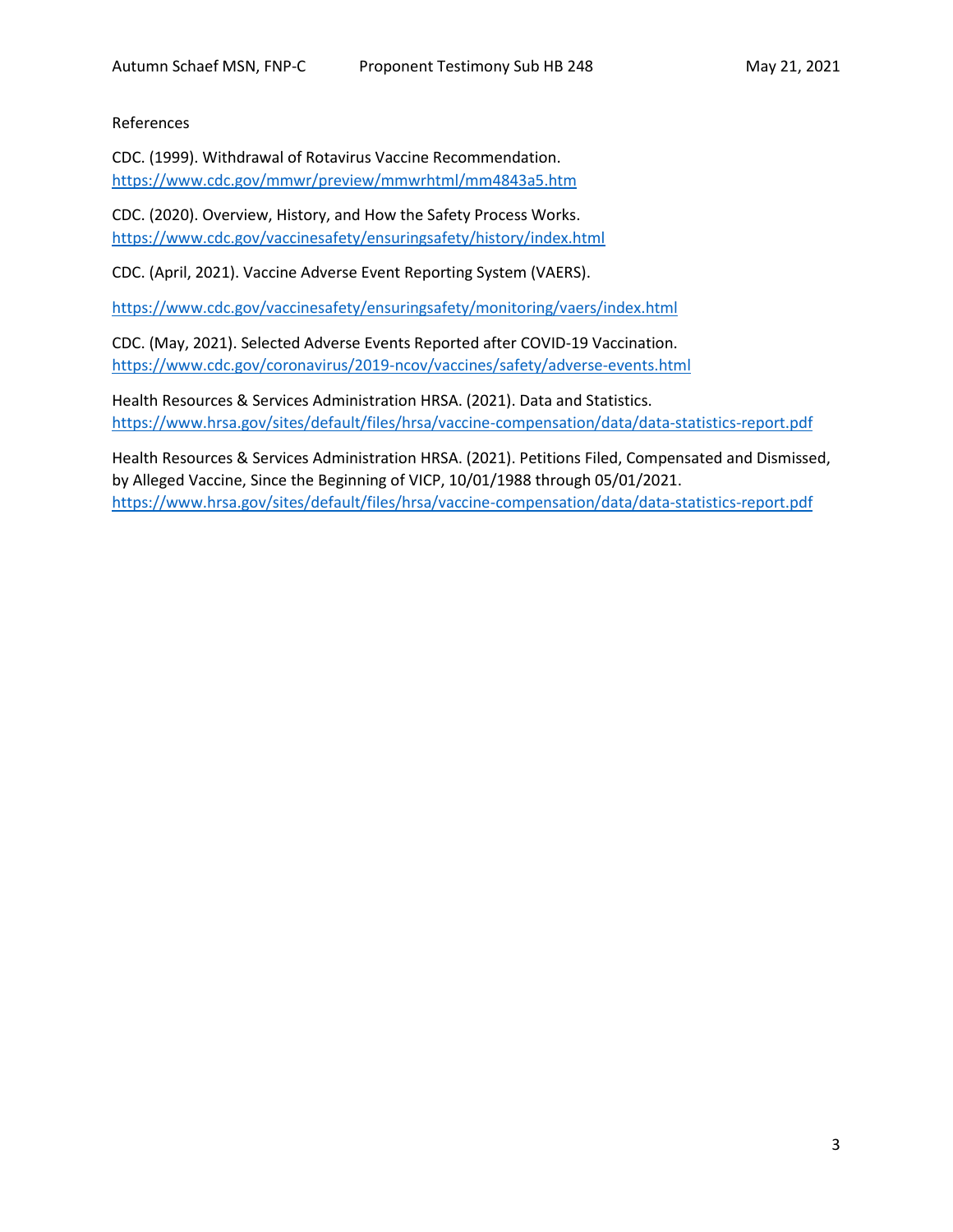References

CDC. (1999). Withdrawal of Rotavirus Vaccine Recommendation.
https://www.cdc.gov/mmwr/preview/mmwrhtml/mm4843a5.htm

CDC. (2020). Overview, History, and How the Safety Process Works.
https://www.cdc.gov/vaccinesafety/ensuringsafety/history/index.html

CDC. (April, 2021). Vaccine Adverse Event Reporting System (VAERS).

https://www.cdc.gov/vaccinesafety/ensuringsafety/monitoring/vaers/index.html

CDC. (May, 2021). Selected Adverse Events Reported after COVID-19 Vaccination.
https://www.cdc.gov/coronavirus/2019-ncov/vaccines/safety/adverse-events.html

Health Resources & Services Administration HRSA. (2021). Data and Statistics.
https://www.hrsa.gov/sites/default/files/hrsa/vaccine-compensation/data/data-statistics-report.pdf

Health Resources & Services Administration HRSA. (2021). Petitions Filed, Compensated and Dismissed, by Alleged Vaccine, Since the Beginning of VICP, 10/01/1988 through 05/01/2021.
https://www.hrsa.gov/sites/default/files/hrsa/vaccine-compensation/data/data-statistics-report.pdf